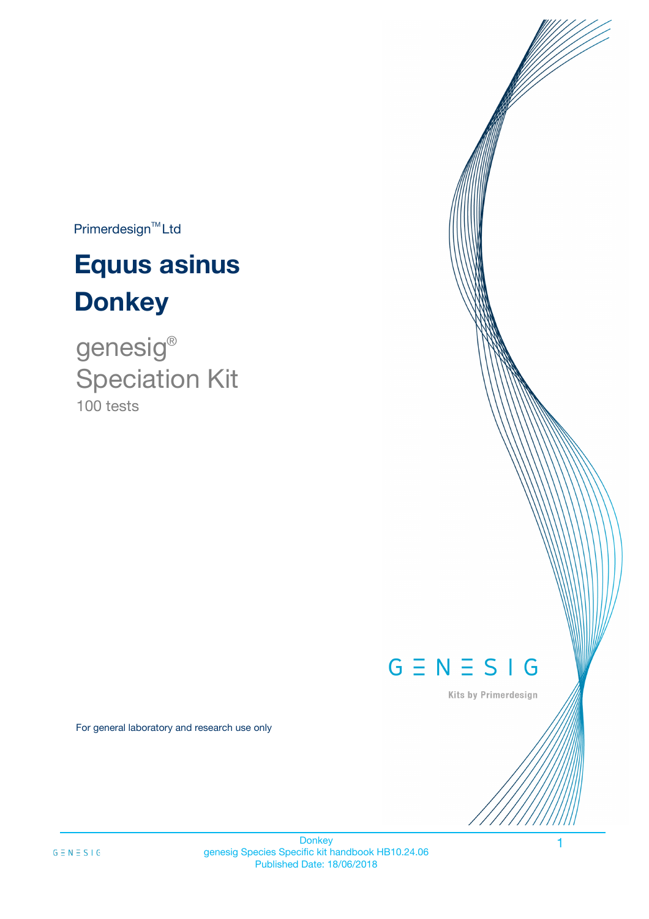Primerdesign™ Ltd

# Equus asinus
# Donkey

genesig®
Speciation Kit
100 tests

GENESIG

Kits by Primerdesign

For general laboratory and research use only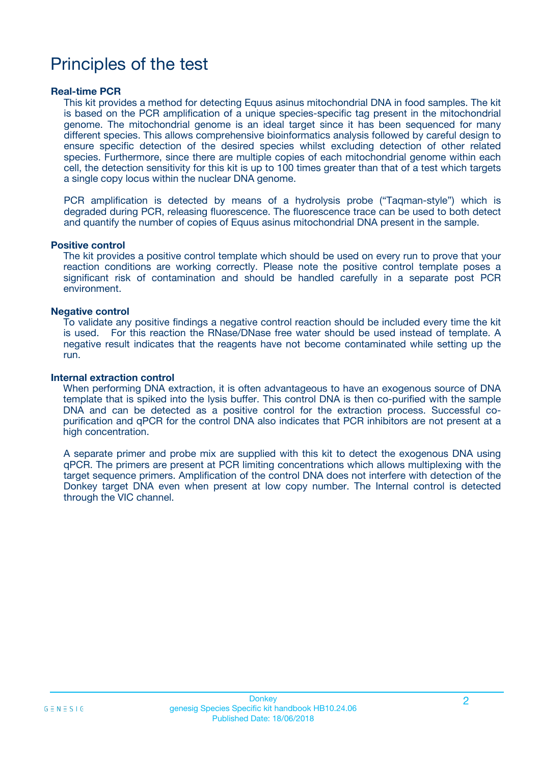# Principles of the test

**Real-time PCR**

This kit provides a method for detecting Equus asinus mitochondrial DNA in food samples. The kit is based on the PCR amplification of a unique species-specific tag present in the mitochondrial genome. The mitochondrial genome is an ideal target since it has been sequenced for many different species. This allows comprehensive bioinformatics analysis followed by careful design to ensure specific detection of the desired species whilst excluding detection of other related species. Furthermore, since there are multiple copies of each mitochondrial genome within each cell, the detection sensitivity for this kit is up to 100 times greater than that of a test which targets a single copy locus within the nuclear DNA genome.

PCR amplification is detected by means of a hydrolysis probe ("Taqman-style") which is degraded during PCR, releasing fluorescence. The fluorescence trace can be used to both detect and quantify the number of copies of Equus asinus mitochondrial DNA present in the sample.

**Positive control**

The kit provides a positive control template which should be used on every run to prove that your reaction conditions are working correctly. Please note the positive control template poses a significant risk of contamination and should be handled carefully in a separate post PCR environment.

**Negative control**

To validate any positive findings a negative control reaction should be included every time the kit is used. For this reaction the RNase/DNase free water should be used instead of template. A negative result indicates that the reagents have not become contaminated while setting up the run.

**Internal extraction control**

When performing DNA extraction, it is often advantageous to have an exogenous source of DNA template that is spiked into the lysis buffer. This control DNA is then co-purified with the sample DNA and can be detected as a positive control for the extraction process. Successful co-purification and qPCR for the control DNA also indicates that PCR inhibitors are not present at a high concentration.

A separate primer and probe mix are supplied with this kit to detect the exogenous DNA using qPCR. The primers are present at PCR limiting concentrations which allows multiplexing with the target sequence primers. Amplification of the control DNA does not interfere with detection of the Donkey target DNA even when present at low copy number. The Internal control is detected through the VIC channel.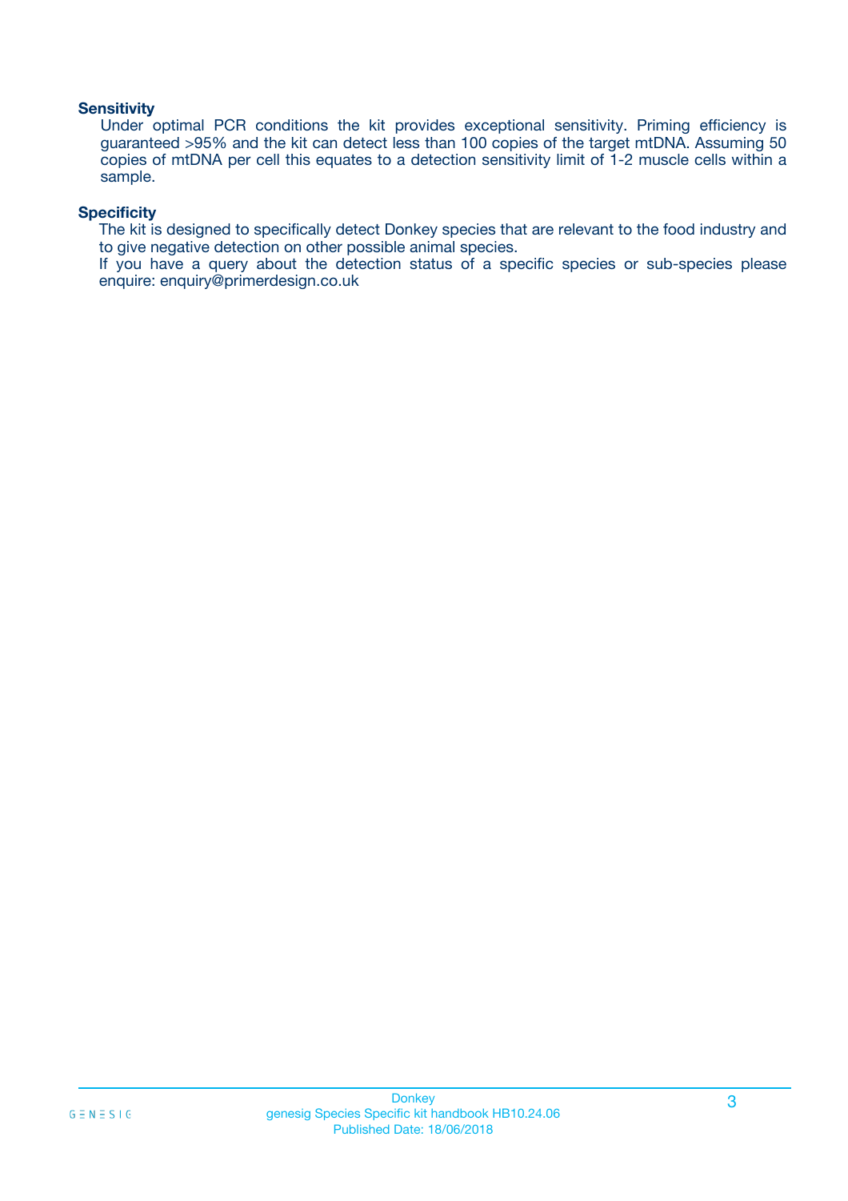### Sensitivity

Under optimal PCR conditions the kit provides exceptional sensitivity. Priming efficiency is guaranteed >95% and the kit can detect less than 100 copies of the target mtDNA. Assuming 50 copies of mtDNA per cell this equates to a detection sensitivity limit of 1-2 muscle cells within a sample.

### Specificity

The kit is designed to specifically detect Donkey species that are relevant to the food industry and to give negative detection on other possible animal species.

If you have a query about the detection status of a specific species or sub-species please enquire: enquiry@primerdesign.co.uk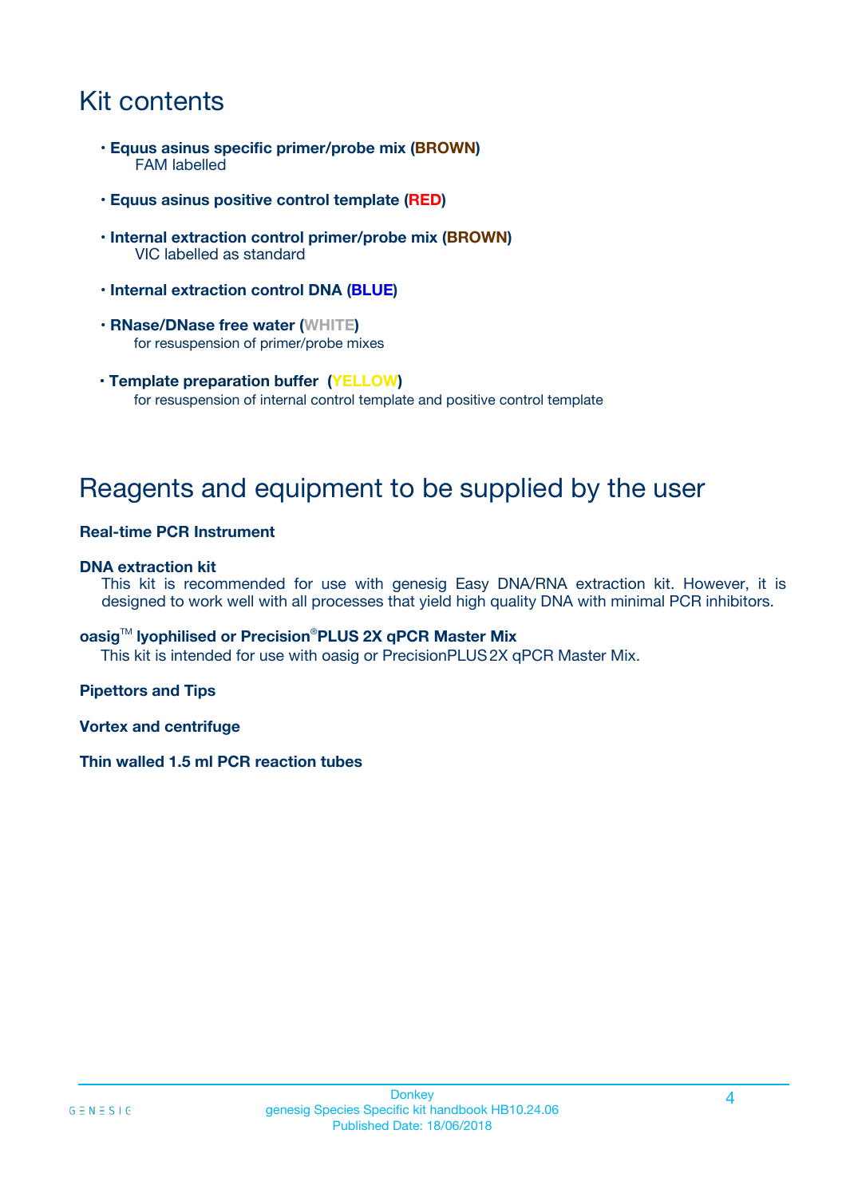# Kit contents

- **Equus asinus specific primer/probe mix (BROWN)**
  FAM labelled
- **Equus asinus positive control template (RED)**
- **Internal extraction control primer/probe mix (BROWN)**
  VIC labelled as standard
- **Internal extraction control DNA (BLUE)**
- **RNase/DNase free water (WHITE)**
  for resuspension of primer/probe mixes
- **Template preparation buffer (YELLOW)**
  for resuspension of internal control template and positive control template

# Reagents and equipment to be supplied by the user

**Real-time PCR Instrument**

**DNA extraction kit**

This kit is recommended for use with genesig Easy DNA/RNA extraction kit. However, it is designed to work well with all processes that yield high quality DNA with minimal PCR inhibitors.

**oasig™ lyophilised or Precision®PLUS 2X qPCR Master Mix**

This kit is intended for use with oasig or PrecisionPLUS 2X qPCR Master Mix.

**Pipettors and Tips**

**Vortex and centrifuge**

**Thin walled 1.5 ml PCR reaction tubes**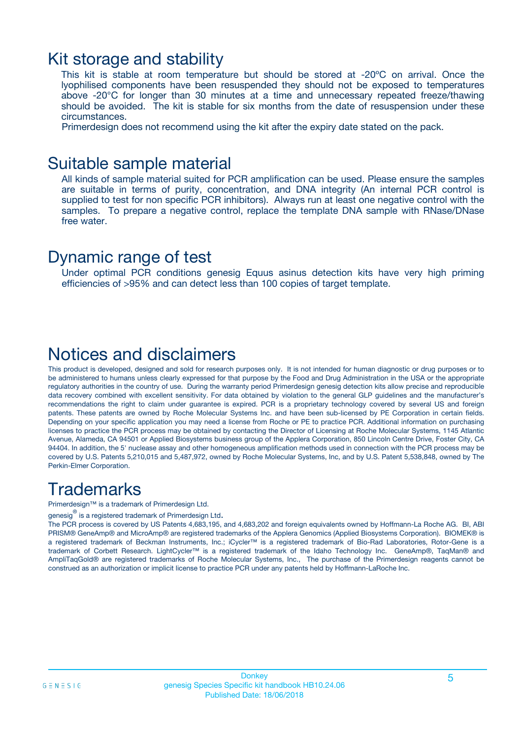# Kit storage and stability

This kit is stable at room temperature but should be stored at -20ºC on arrival. Once the lyophilised components have been resuspended they should not be exposed to temperatures above -20°C for longer than 30 minutes at a time and unnecessary repeated freeze/thawing should be avoided. The kit is stable for six months from the date of resuspension under these circumstances.

Primerdesign does not recommend using the kit after the expiry date stated on the pack.

# Suitable sample material

All kinds of sample material suited for PCR amplification can be used. Please ensure the samples are suitable in terms of purity, concentration, and DNA integrity (An internal PCR control is supplied to test for non specific PCR inhibitors). Always run at least one negative control with the samples. To prepare a negative control, replace the template DNA sample with RNase/DNase free water.

# Dynamic range of test

Under optimal PCR conditions genesig Equus asinus detection kits have very high priming efficiencies of >95% and can detect less than 100 copies of target template.

# Notices and disclaimers

This product is developed, designed and sold for research purposes only. It is not intended for human diagnostic or drug purposes or to be administered to humans unless clearly expressed for that purpose by the Food and Drug Administration in the USA or the appropriate regulatory authorities in the country of use. During the warranty period Primerdesign genesig detection kits allow precise and reproducible data recovery combined with excellent sensitivity. For data obtained by violation to the general GLP guidelines and the manufacturer's recommendations the right to claim under guarantee is expired. PCR is a proprietary technology covered by several US and foreign patents. These patents are owned by Roche Molecular Systems Inc. and have been sub-licensed by PE Corporation in certain fields. Depending on your specific application you may need a license from Roche or PE to practice PCR. Additional information on purchasing licenses to practice the PCR process may be obtained by contacting the Director of Licensing at Roche Molecular Systems, 1145 Atlantic Avenue, Alameda, CA 94501 or Applied Biosystems business group of the Applera Corporation, 850 Lincoln Centre Drive, Foster City, CA 94404. In addition, the 5' nuclease assay and other homogeneous amplification methods used in connection with the PCR process may be covered by U.S. Patents 5,210,015 and 5,487,972, owned by Roche Molecular Systems, Inc, and by U.S. Patent 5,538,848, owned by The Perkin-Elmer Corporation.

# Trademarks

Primerdesign™ is a trademark of Primerdesign Ltd.

genesig® is a registered trademark of Primerdesign Ltd.

The PCR process is covered by US Patents 4,683,195, and 4,683,202 and foreign equivalents owned by Hoffmann-La Roche AG. BI, ABI PRISM® GeneAmp® and MicroAmp® are registered trademarks of the Applera Genomics (Applied Biosystems Corporation). BIOMEK® is a registered trademark of Beckman Instruments, Inc.; iCycler™ is a registered trademark of Bio-Rad Laboratories, Rotor-Gene is a trademark of Corbett Research. LightCycler™ is a registered trademark of the Idaho Technology Inc. GeneAmp®, TaqMan® and AmpliTaqGold® are registered trademarks of Roche Molecular Systems, Inc., The purchase of the Primerdesign reagents cannot be construed as an authorization or implicit license to practice PCR under any patents held by Hoffmann-LaRoche Inc.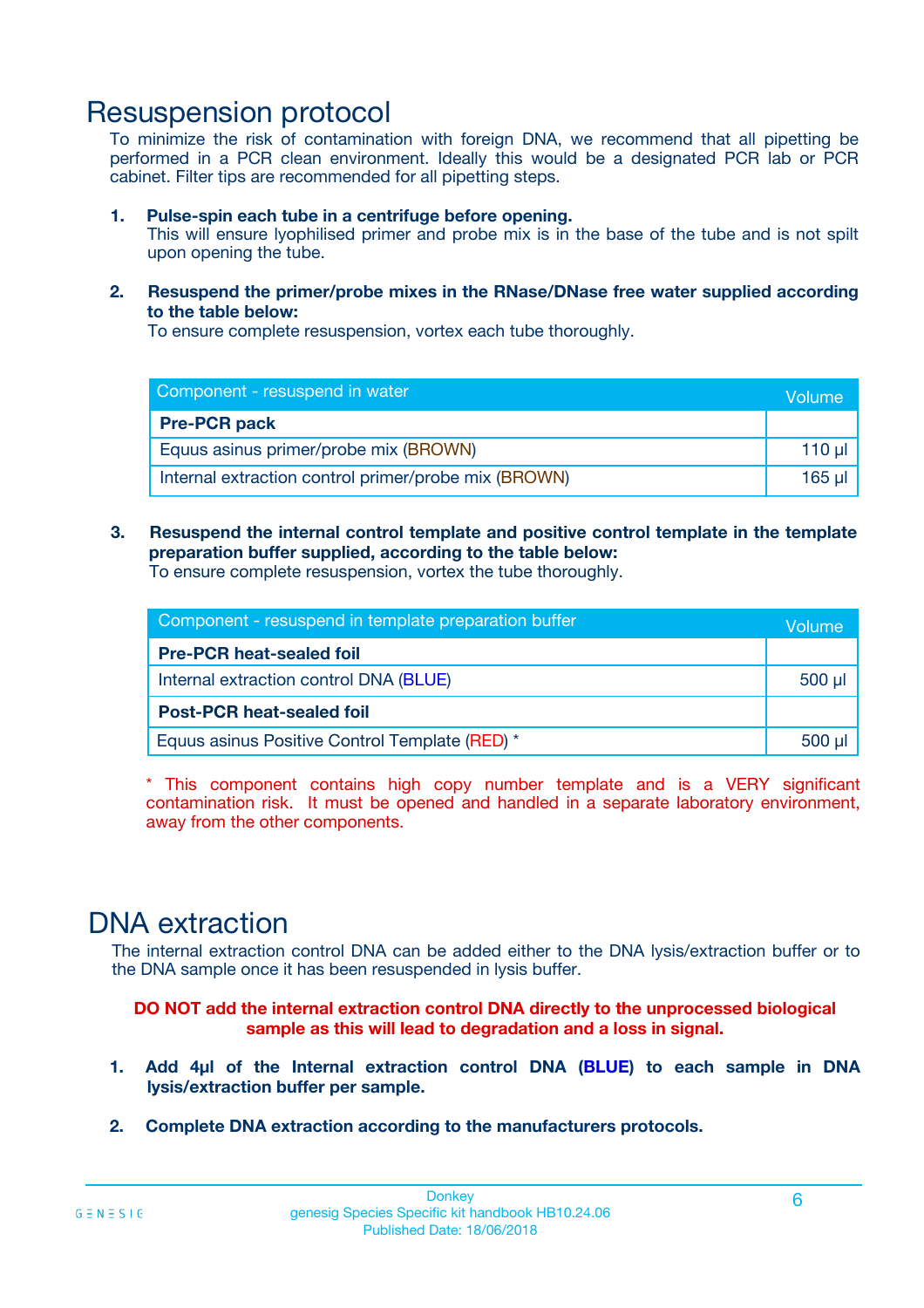# Resuspension protocol

To minimize the risk of contamination with foreign DNA, we recommend that all pipetting be performed in a PCR clean environment. Ideally this would be a designated PCR lab or PCR cabinet. Filter tips are recommended for all pipetting steps.

1. **Pulse-spin each tube in a centrifuge before opening.**
   This will ensure lyophilised primer and probe mix is in the base of the tube and is not spilt upon opening the tube.

2. **Resuspend the primer/probe mixes in the RNase/DNase free water supplied according to the table below:**
   To ensure complete resuspension, vortex each tube thoroughly.

| Component - resuspend in water | Volume |
|---|---|
| **Pre-PCR pack** | |
| Equus asinus primer/probe mix (BROWN) | 110 µl |
| Internal extraction control primer/probe mix (BROWN) | 165 µl |

3. **Resuspend the internal control template and positive control template in the template preparation buffer supplied, according to the table below:**
   To ensure complete resuspension, vortex the tube thoroughly.

| Component - resuspend in template preparation buffer | Volume |
|---|---|
| **Pre-PCR heat-sealed foil** | |
| Internal extraction control DNA (BLUE) | 500 µl |
| **Post-PCR heat-sealed foil** | |
| Equus asinus Positive Control Template (RED) * | 500 µl |

* This component contains high copy number template and is a VERY significant contamination risk. It must be opened and handled in a separate laboratory environment, away from the other components.

# DNA extraction

The internal extraction control DNA can be added either to the DNA lysis/extraction buffer or to the DNA sample once it has been resuspended in lysis buffer.

**DO NOT add the internal extraction control DNA directly to the unprocessed biological sample as this will lead to degradation and a loss in signal.**

1. **Add 4µl of the Internal extraction control DNA (BLUE) to each sample in DNA lysis/extraction buffer per sample.**

2. **Complete DNA extraction according to the manufacturers protocols.**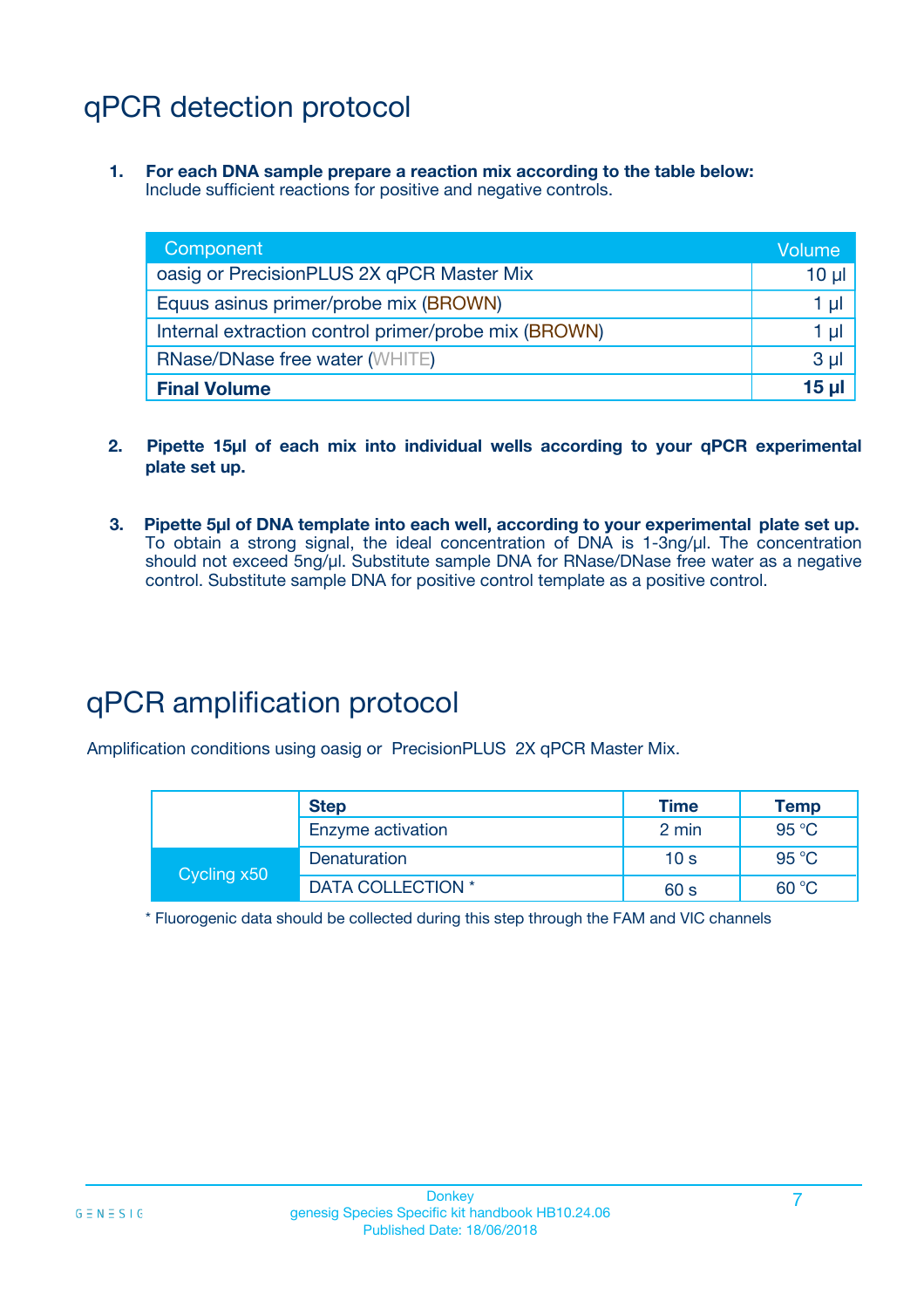# qPCR detection protocol

1. **For each DNA sample prepare a reaction mix according to the table below:**
   Include sufficient reactions for positive and negative controls.

| Component | Volume |
|---|---|
| oasig or PrecisionPLUS 2X qPCR Master Mix | 10 µl |
| Equus asinus primer/probe mix (BROWN) | 1 µl |
| Internal extraction control primer/probe mix (BROWN) | 1 µl |
| RNase/DNase free water (WHITE) | 3 µl |
| **Final Volume** | **15 µl** |

2. **Pipette 15µl of each mix into individual wells according to your qPCR experimental plate set up.**

3. **Pipette 5µl of DNA template into each well, according to your experimental plate set up.** To obtain a strong signal, the ideal concentration of DNA is 1-3ng/µl. The concentration should not exceed 5ng/µl. Substitute sample DNA for RNase/DNase free water as a negative control. Substitute sample DNA for positive control template as a positive control.

# qPCR amplification protocol

Amplification conditions using oasig or PrecisionPLUS 2X qPCR Master Mix.

| | Step | Time | Temp |
|---|---|---|---|
| | Enzyme activation | 2 min | 95 °C |
| Cycling x50 | Denaturation | 10 s | 95 °C |
| | DATA COLLECTION * | 60 s | 60 °C |

* Fluorogenic data should be collected during this step through the FAM and VIC channels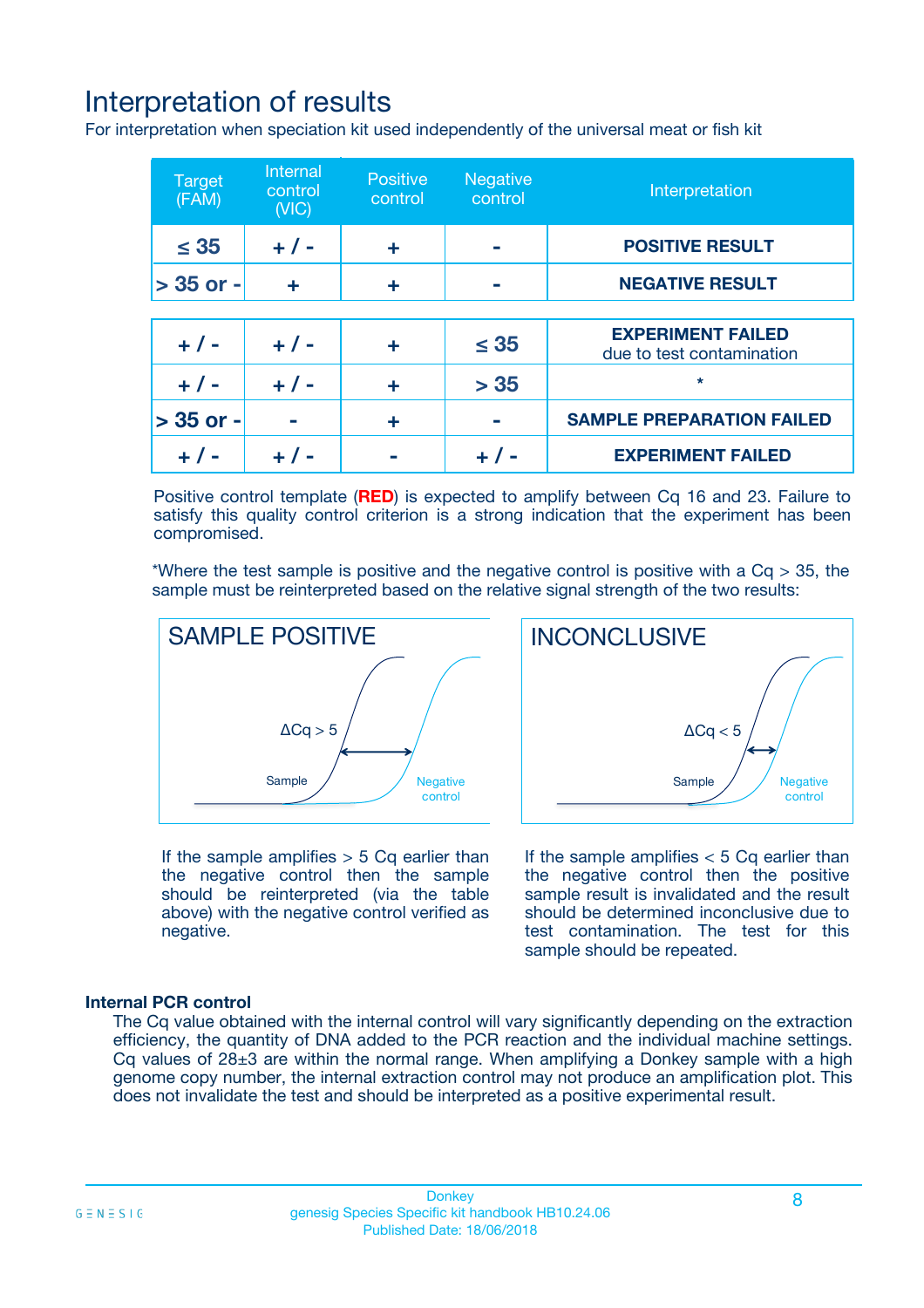# Interpretation of results

For interpretation when speciation kit used independently of the universal meat or fish kit

| Target (FAM) | Internal control (VIC) | Positive control | Negative control | Interpretation |
|---|---|---|---|---|
| ≤ 35 | + / - | + | - | **POSITIVE RESULT** |
| > 35 or - | + | + | - | **NEGATIVE RESULT** |
| + / - | + / - | + | ≤ 35 | **EXPERIMENT FAILED** due to test contamination |
| + / - | + / - | + | > 35 | * |
| > 35 or - | - | + | - | **SAMPLE PREPARATION FAILED** |
| + / - | + / - | - | + / - | **EXPERIMENT FAILED** |

Positive control template (**RED**) is expected to amplify between Cq 16 and 23. Failure to satisfy this quality control criterion is a strong indication that the experiment has been compromised.

*Where the test sample is positive and the negative control is positive with a Cq > 35, the sample must be reinterpreted based on the relative signal strength of the two results:

**SAMPLE POSITIVE**

ΔCq > 5

Sample

Negative control

If the sample amplifies > 5 Cq earlier than the negative control then the sample should be reinterpreted (via the table above) with the negative control verified as negative.

**INCONCLUSIVE**

ΔCq < 5

Sample

Negative control

If the sample amplifies < 5 Cq earlier than the negative control then the positive sample result is invalidated and the result should be determined inconclusive due to test contamination. The test for this sample should be repeated.

### Internal PCR control

The Cq value obtained with the internal control will vary significantly depending on the extraction efficiency, the quantity of DNA added to the PCR reaction and the individual machine settings. Cq values of 28±3 are within the normal range. When amplifying a Donkey sample with a high genome copy number, the internal extraction control may not produce an amplification plot. This does not invalidate the test and should be interpreted as a positive experimental result.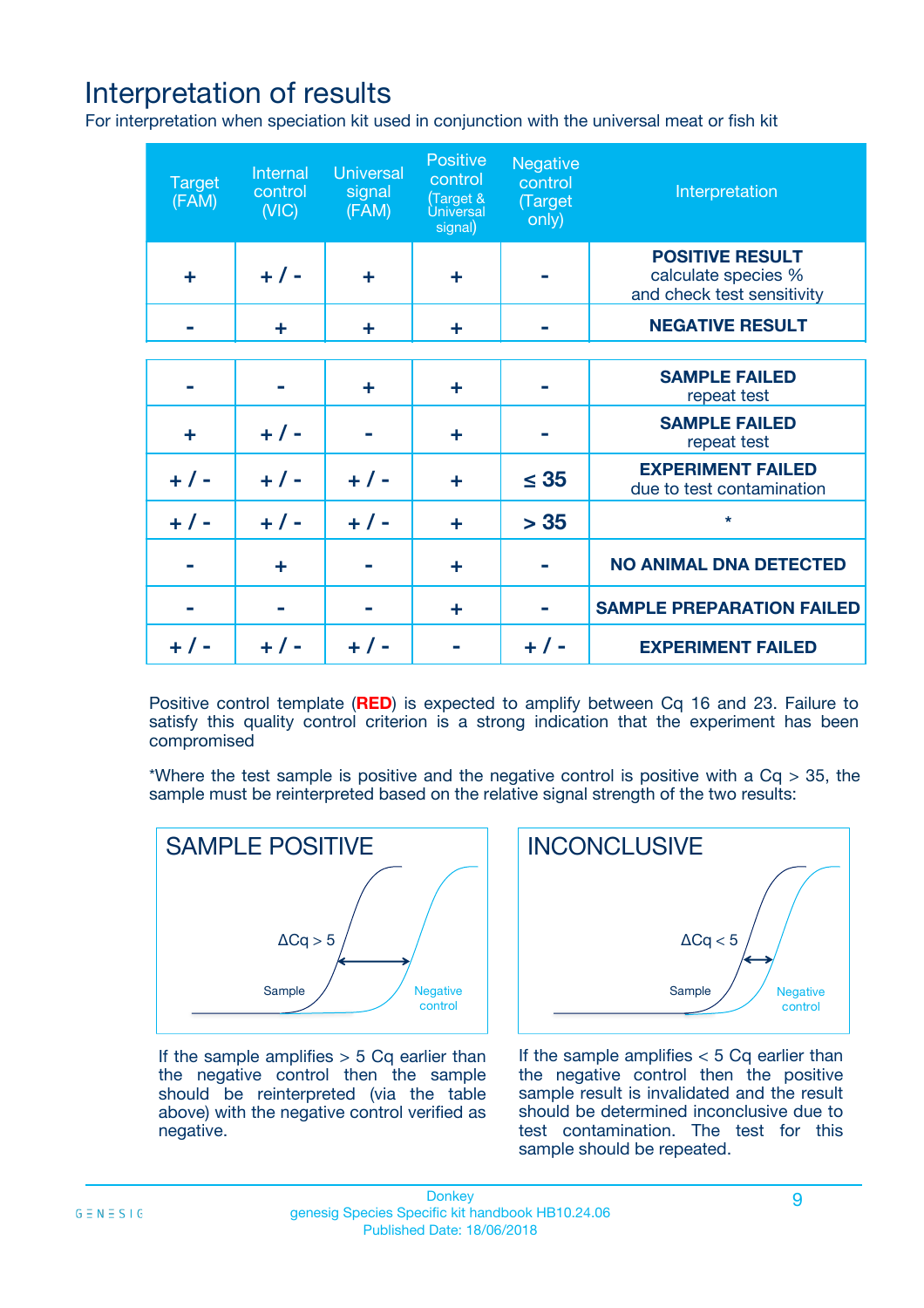# Interpretation of results

For interpretation when speciation kit used in conjunction with the universal meat or fish kit

| Target (FAM) | Internal control (VIC) | Universal signal (FAM) | Positive control (Target & Universal signal) | Negative control (Target only) | Interpretation |
|---|---|---|---|---|---|
| + | + / - | + | + | - | **POSITIVE RESULT** calculate species % and check test sensitivity |
| - | + | + | + | - | **NEGATIVE RESULT** |
| - | - | + | + | - | **SAMPLE FAILED** repeat test |
| + | + / - | - | + | - | **SAMPLE FAILED** repeat test |
| + / - | + / - | + / - | + | ≤ 35 | **EXPERIMENT FAILED** due to test contamination |
| + / - | + / - | + / - | + | > 35 | * |
| - | + | - | + | - | **NO ANIMAL DNA DETECTED** |
| - | - | - | + | - | **SAMPLE PREPARATION FAILED** |
| + / - | + / - | + / - | - | + / - | **EXPERIMENT FAILED** |

Positive control template (**RED**) is expected to amplify between Cq 16 and 23. Failure to satisfy this quality control criterion is a strong indication that the experiment has been compromised

*Where the test sample is positive and the negative control is positive with a Cq > 35, the sample must be reinterpreted based on the relative signal strength of the two results:

**SAMPLE POSITIVE**

Sample — $\Delta Cq > 5$ — Negative control

If the sample amplifies > 5 Cq earlier than the negative control then the sample should be reinterpreted (via the table above) with the negative control verified as negative.

**INCONCLUSIVE**

Sample — $\Delta Cq < 5$ — Negative control

If the sample amplifies < 5 Cq earlier than the negative control then the positive sample result is invalidated and the result should be determined inconclusive due to test contamination. The test for this sample should be repeated.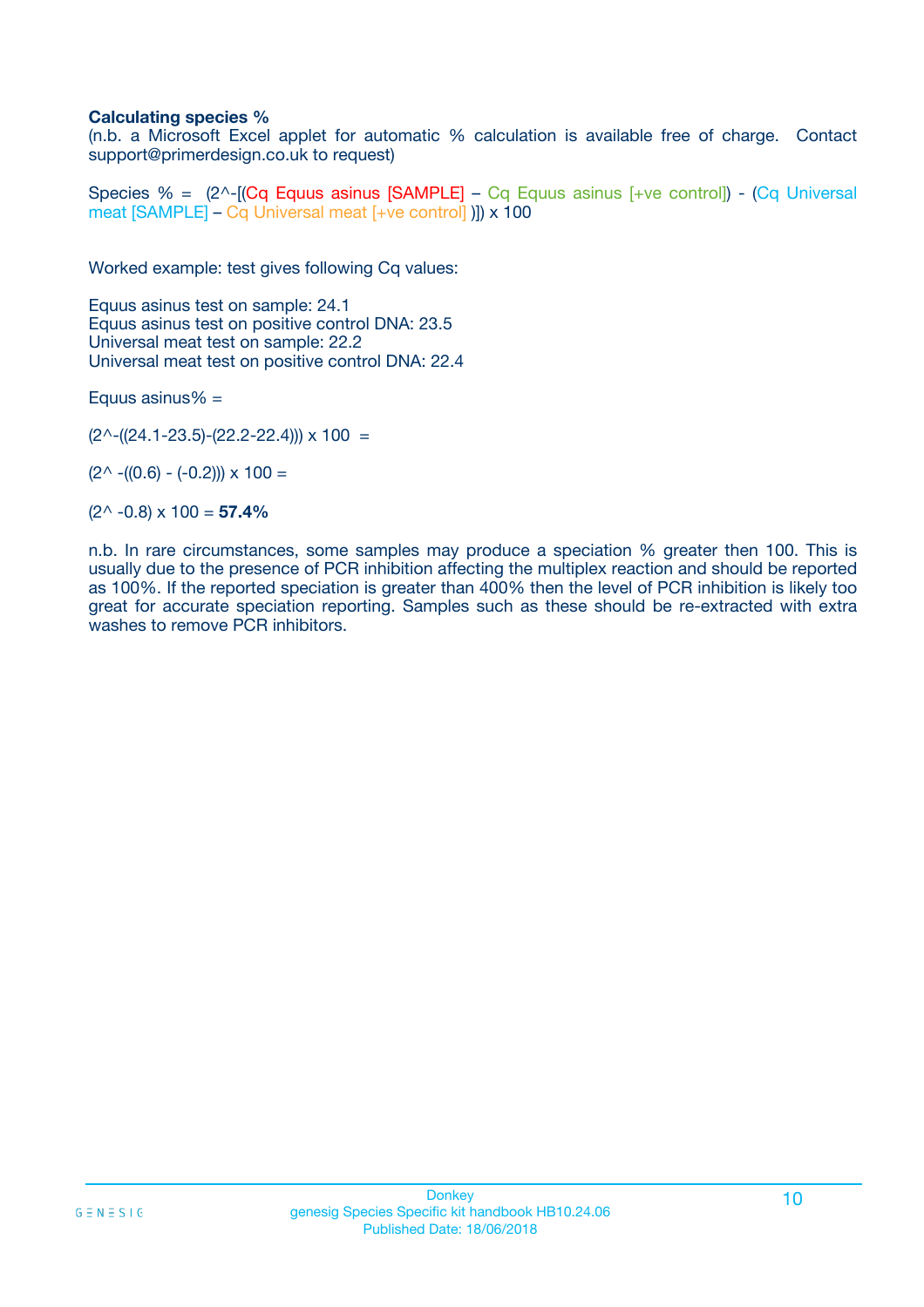**Calculating species %**

(n.b. a Microsoft Excel applet for automatic % calculation is available free of charge. Contact support@primerdesign.co.uk to request)

Species % = (2^-[(Cq Equus asinus [SAMPLE] – Cq Equus asinus [+ve control]) - (Cq Universal meat [SAMPLE] – Cq Universal meat [+ve control] )]) x 100

Worked example: test gives following Cq values:

Equus asinus test on sample: 24.1
Equus asinus test on positive control DNA: 23.5
Universal meat test on sample: 22.2
Universal meat test on positive control DNA: 22.4

Equus asinus% =

(2^-((24.1-23.5)-(22.2-22.4))) x 100 =

(2^ -((0.6) - (-0.2))) x 100 =

(2^ -0.8) x 100 = **57.4%**

n.b. In rare circumstances, some samples may produce a speciation % greater then 100. This is usually due to the presence of PCR inhibition affecting the multiplex reaction and should be reported as 100%. If the reported speciation is greater than 400% then the level of PCR inhibition is likely too great for accurate speciation reporting. Samples such as these should be re-extracted with extra washes to remove PCR inhibitors.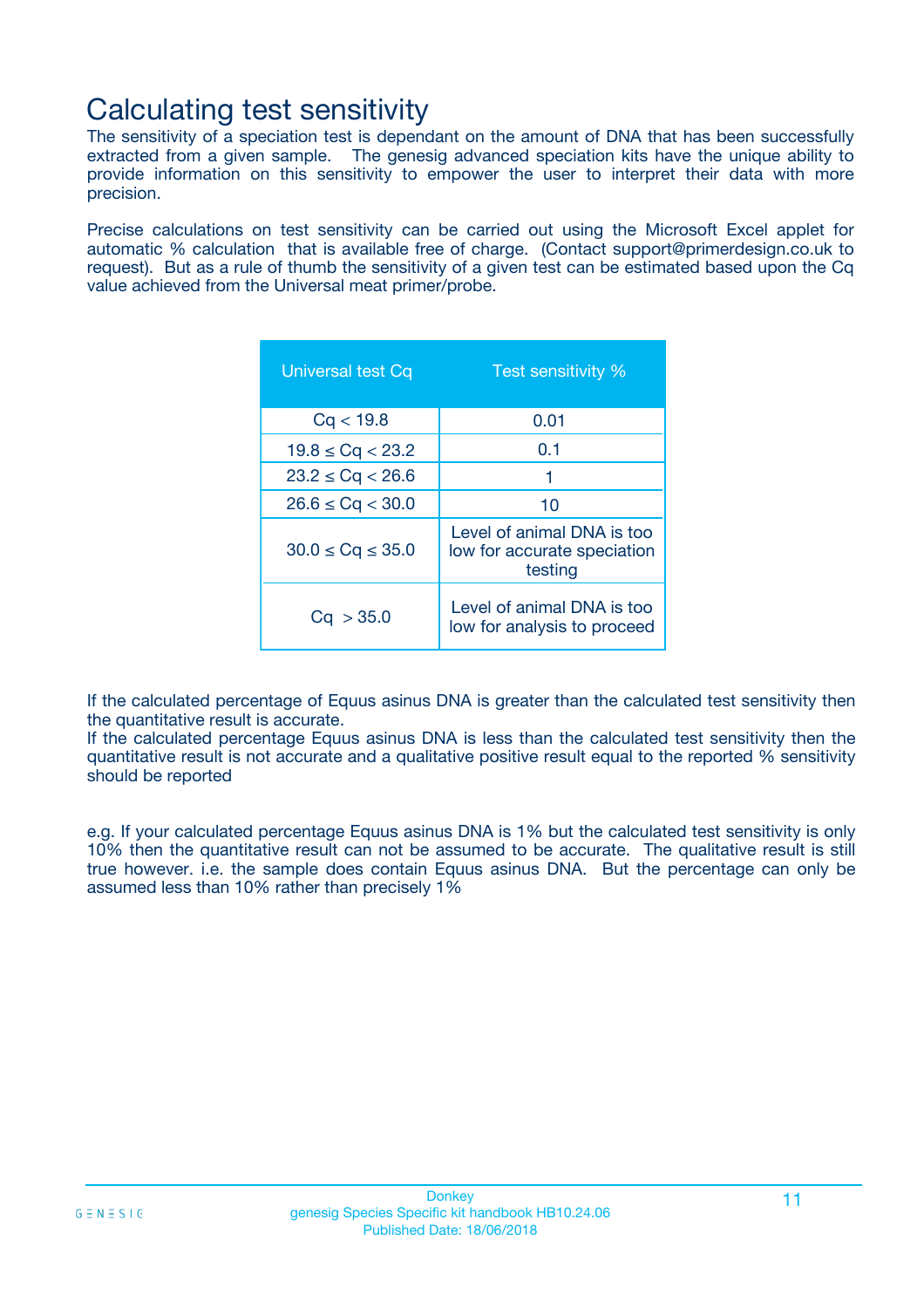# Calculating test sensitivity

The sensitivity of a speciation test is dependant on the amount of DNA that has been successfully extracted from a given sample. The genesig advanced speciation kits have the unique ability to provide information on this sensitivity to empower the user to interpret their data with more precision.

Precise calculations on test sensitivity can be carried out using the Microsoft Excel applet for automatic % calculation that is available free of charge. (Contact support@primerdesign.co.uk to request). But as a rule of thumb the sensitivity of a given test can be estimated based upon the Cq value achieved from the Universal meat primer/probe.

| Universal test Cq | Test sensitivity % |
|---|---|
| Cq < 19.8 | 0.01 |
| 19.8 ≤ Cq < 23.2 | 0.1 |
| 23.2 ≤ Cq < 26.6 | 1 |
| 26.6 ≤ Cq < 30.0 | 10 |
| 30.0 ≤ Cq ≤ 35.0 | Level of animal DNA is too low for accurate speciation testing |
| Cq > 35.0 | Level of animal DNA is too low for analysis to proceed |

If the calculated percentage of Equus asinus DNA is greater than the calculated test sensitivity then the quantitative result is accurate.
If the calculated percentage Equus asinus DNA is less than the calculated test sensitivity then the quantitative result is not accurate and a qualitative positive result equal to the reported % sensitivity should be reported

e.g. If your calculated percentage Equus asinus DNA is 1% but the calculated test sensitivity is only 10% then the quantitative result can not be assumed to be accurate. The qualitative result is still true however. i.e. the sample does contain Equus asinus DNA. But the percentage can only be assumed less than 10% rather than precisely 1%